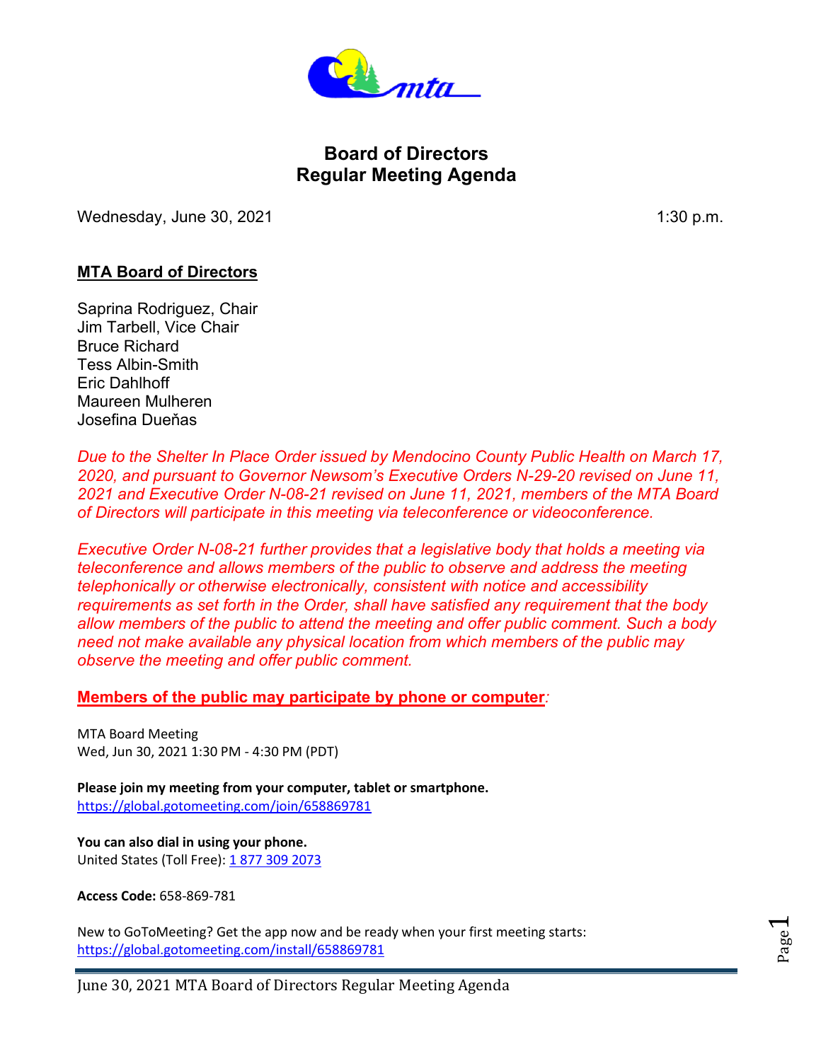# Board of Directors
# Regular Meeting Agenda

Wednesday, June 30, 2021 1:30 p.m.

## MTA Board of Directors

Saprina Rodriguez, Chair
Jim Tarbell, Vice Chair
Bruce Richard
Tess Albin-Smith
Eric Dahlhoff
Maureen Mulheren
Josefina Dueňas

*Due to the Shelter In Place Order issued by Mendocino County Public Health on March 17, 2020, and pursuant to Governor Newsom's Executive Orders N-29-20 revised on June 11, 2021 and Executive Order N-08-21 revised on June 11, 2021, members of the MTA Board of Directors will participate in this meeting via teleconference or videoconference.*

*Executive Order N-08-21 further provides that a legislative body that holds a meeting via teleconference and allows members of the public to observe and address the meeting telephonically or otherwise electronically, consistent with notice and accessibility requirements as set forth in the Order, shall have satisfied any requirement that the body allow members of the public to attend the meeting and offer public comment. Such a body need not make available any physical location from which members of the public may observe the meeting and offer public comment.*

**Members of the public may participate by phone or computer***:*

MTA Board Meeting
Wed, Jun 30, 2021 1:30 PM - 4:30 PM (PDT)

**Please join my meeting from your computer, tablet or smartphone.**
https://global.gotomeeting.com/join/658869781

**You can also dial in using your phone.**
United States (Toll Free): 1 877 309 2073

**Access Code:** 658-869-781

New to GoToMeeting? Get the app now and be ready when your first meeting starts:
https://global.gotomeeting.com/install/658869781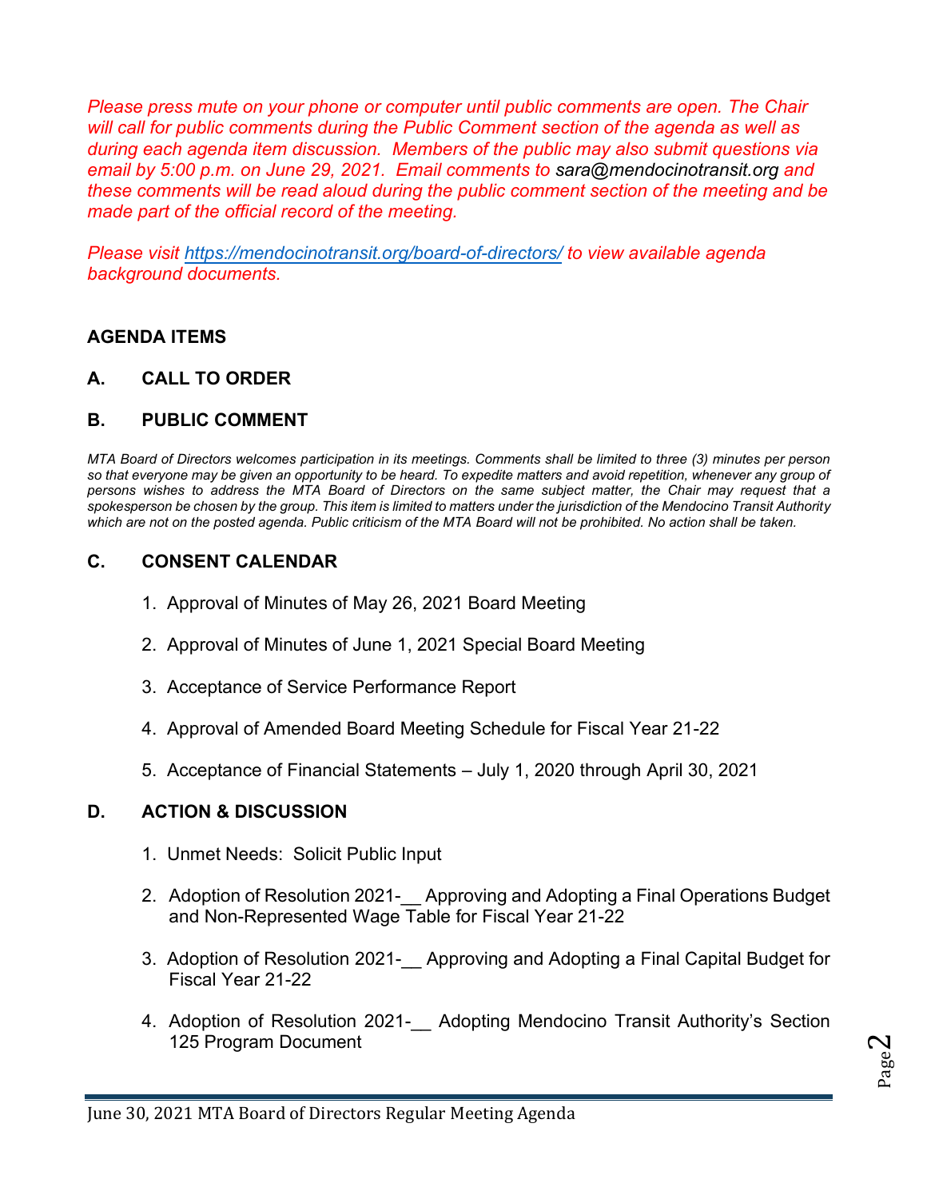*Please press mute on your phone or computer until public comments are open. The Chair will call for public comments during the Public Comment section of the agenda as well as during each agenda item discussion. Members of the public may also submit questions via email by 5:00 p.m. on June 29, 2021. Email comments to sara@mendocinotransit.org and these comments will be read aloud during the public comment section of the meeting and be made part of the official record of the meeting.*

*Please visit [https://mendocinotransit.org/board-of-directors/](https://mendocinotransit.org/board-of-directors/) to view available agenda background documents.*

## AGENDA ITEMS

### A. CALL TO ORDER

### B. PUBLIC COMMENT

*MTA Board of Directors welcomes participation in its meetings. Comments shall be limited to three (3) minutes per person so that everyone may be given an opportunity to be heard. To expedite matters and avoid repetition, whenever any group of persons wishes to address the MTA Board of Directors on the same subject matter, the Chair may request that a spokesperson be chosen by the group. This item is limited to matters under the jurisdiction of the Mendocino Transit Authority which are not on the posted agenda. Public criticism of the MTA Board will not be prohibited. No action shall be taken.*

### C. CONSENT CALENDAR

1. Approval of Minutes of May 26, 2021 Board Meeting
2. Approval of Minutes of June 1, 2021 Special Board Meeting
3. Acceptance of Service Performance Report
4. Approval of Amended Board Meeting Schedule for Fiscal Year 21-22
5. Acceptance of Financial Statements – July 1, 2020 through April 30, 2021

### D. ACTION & DISCUSSION

1. Unmet Needs: Solicit Public Input
2. Adoption of Resolution 2021-__ Approving and Adopting a Final Operations Budget and Non-Represented Wage Table for Fiscal Year 21-22
3. Adoption of Resolution 2021-__ Approving and Adopting a Final Capital Budget for Fiscal Year 21-22
4. Adoption of Resolution 2021-__ Adopting Mendocino Transit Authority's Section 125 Program Document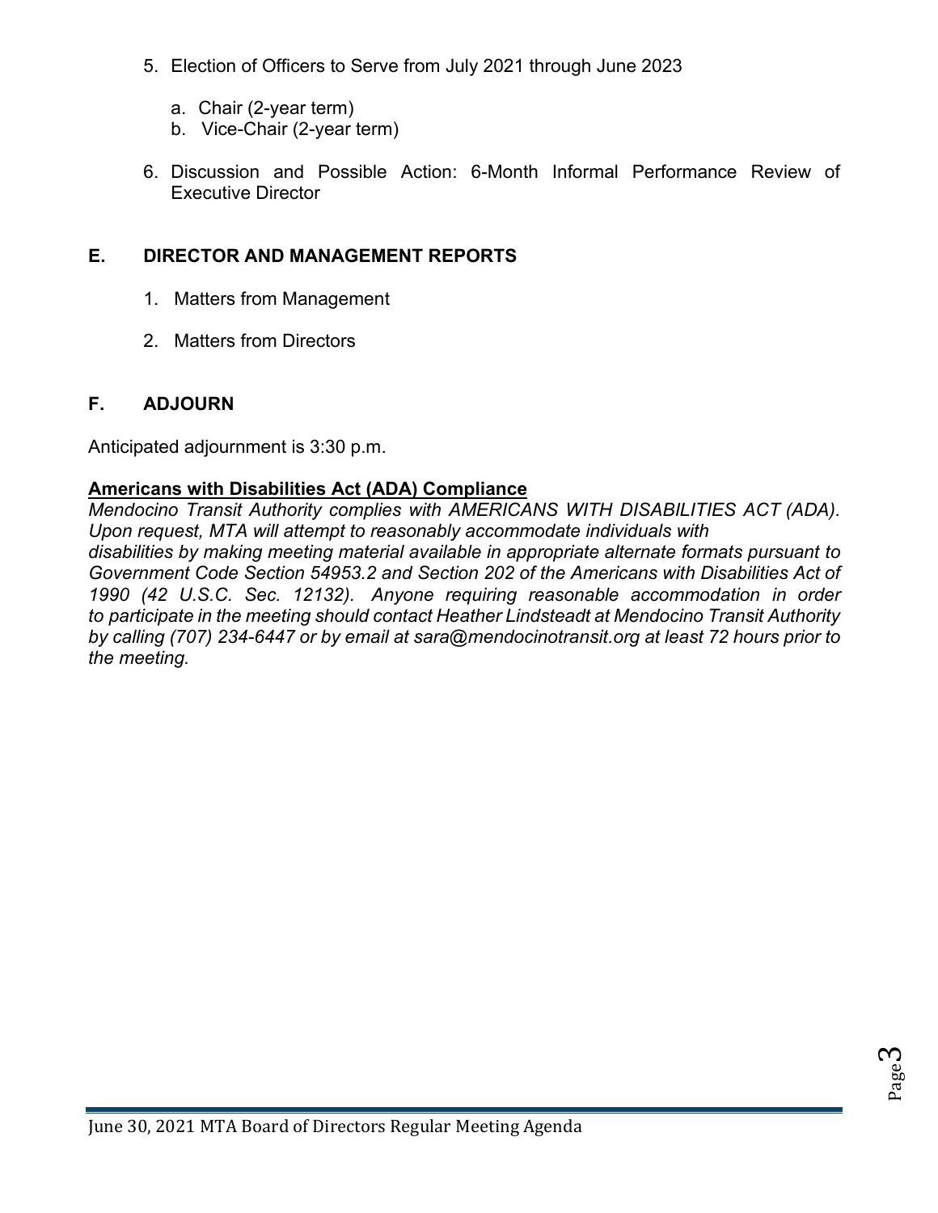5. Election of Officers to Serve from July 2021 through June 2023

    a. Chair (2-year term)
    b. Vice-Chair (2-year term)

6. Discussion and Possible Action: 6-Month Informal Performance Review of Executive Director

## E. DIRECTOR AND MANAGEMENT REPORTS

1. Matters from Management

2. Matters from Directors

## F. ADJOURN

Anticipated adjournment is 3:30 p.m.

**Americans with Disabilities Act (ADA) Compliance**

*Mendocino Transit Authority complies with AMERICANS WITH DISABILITIES ACT (ADA). Upon request, MTA will attempt to reasonably accommodate individuals with disabilities by making meeting material available in appropriate alternate formats pursuant to Government Code Section 54953.2 and Section 202 of the Americans with Disabilities Act of 1990 (42 U.S.C. Sec. 12132). Anyone requiring reasonable accommodation in order to participate in the meeting should contact Heather Lindsteadt at Mendocino Transit Authority by calling (707) 234-6447 or by email at sara@mendocinotransit.org at least 72 hours prior to the meeting.*